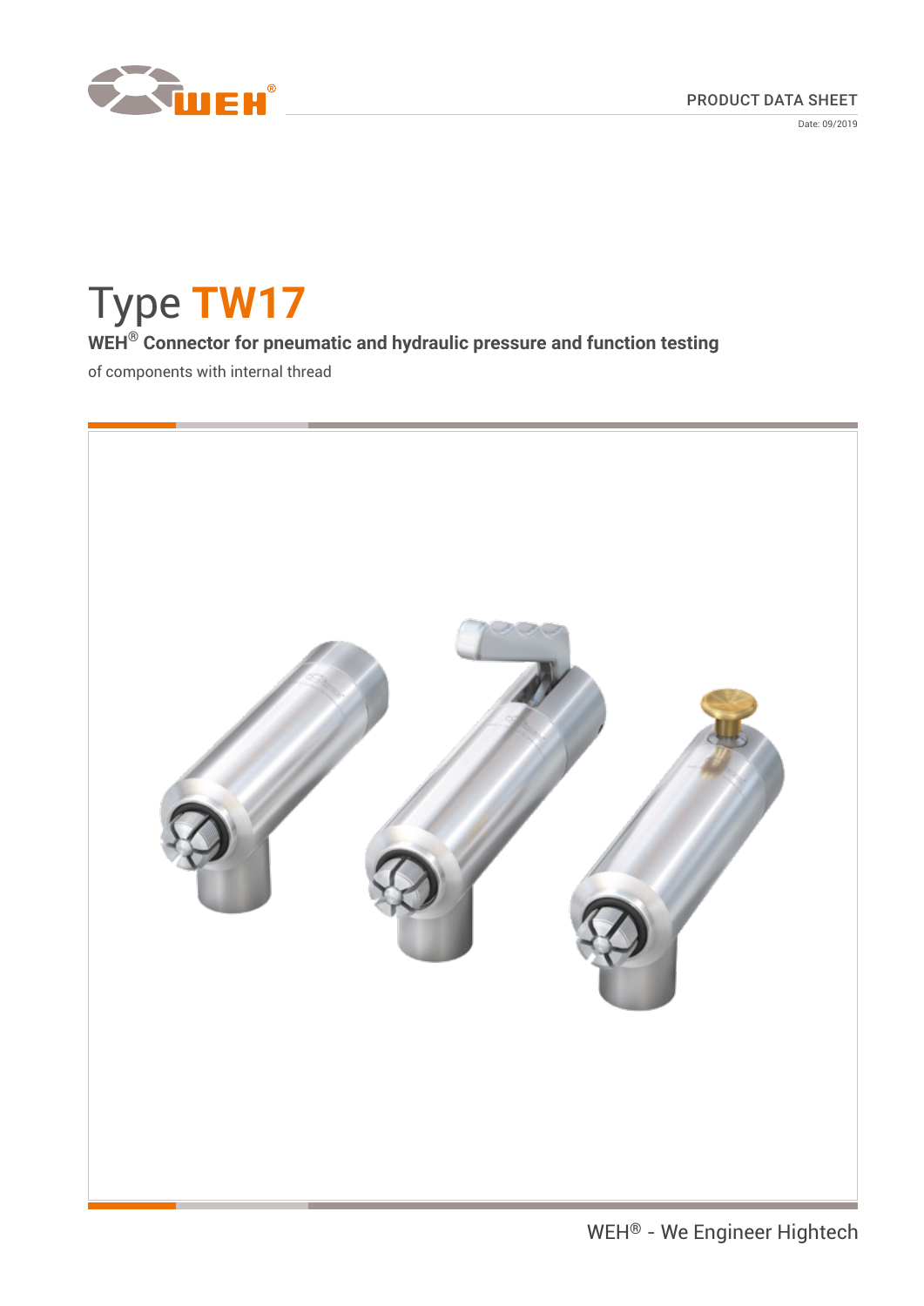PRODUCT DATA SHEET

Date: 09/2019

# Type TW17

**WEH® Connector for pneumatic and hydraulic pressure and function testing**

of components with internal thread

WEH® - We Engineer Hightech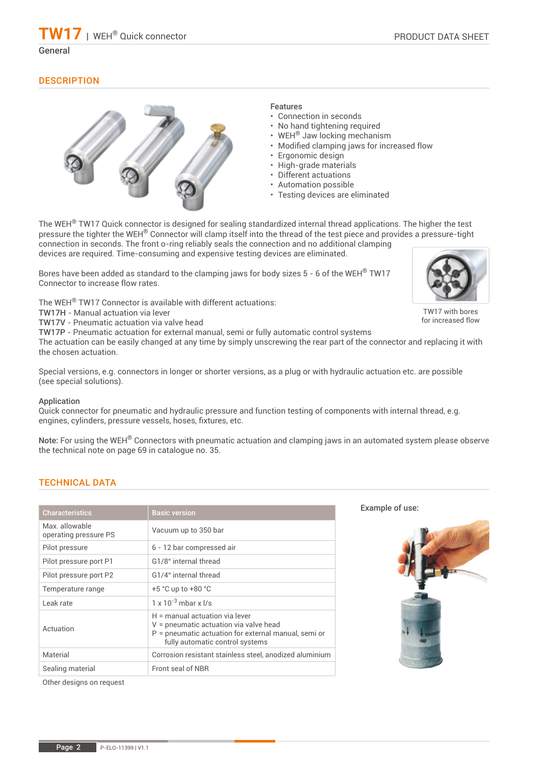## General

## DESCRIPTION

**Features**

- Connection in seconds
- No hand tightening required
- WEH® Jaw locking mechanism
- Modified clamping jaws for increased flow
- Ergonomic design
- High-grade materials
- Different actuations
- Automation possible
- Testing devices are eliminated

The WEH® TW17 Quick connector is designed for sealing standardized internal thread applications. The higher the test pressure the tighter the WEH® Connector will clamp itself into the thread of the test piece and provides a pressure-tight connection in seconds. The front o-ring reliably seals the connection and no additional clamping devices are required. Time-consuming and expensive testing devices are eliminated.

Bores have been added as standard to the clamping jaws for body sizes 5 - 6 of the WEH® TW17 Connector to increase flow rates.

TW17 with bores for increased flow

The WEH® TW17 Connector is available with different actuations:
**TW17H** - Manual actuation via lever
**TW17V** - Pneumatic actuation via valve head
**TW17P** - Pneumatic actuation for external manual, semi or fully automatic control systems
The actuation can be easily changed at any time by simply unscrewing the rear part of the connector and replacing it with the chosen actuation.

Special versions, e.g. connectors in longer or shorter versions, as a plug or with hydraulic actuation etc. are possible (see special solutions).

**Application**
Quick connector for pneumatic and hydraulic pressure and function testing of components with internal thread, e.g. engines, cylinders, pressure vessels, hoses, fixtures, etc.

**Note:** For using the WEH® Connectors with pneumatic actuation and clamping jaws in an automated system please observe the technical note on page 69 in catalogue no. 35.

## TECHNICAL DATA

| Characteristics | Basic version |
| --- | --- |
| Max. allowable operating pressure PS | Vacuum up to 350 bar |
| Pilot pressure | 6 - 12 bar compressed air |
| Pilot pressure port P1 | G1/8" internal thread |
| Pilot pressure port P2 | G1/4" internal thread |
| Temperature range | +5 °C up to +80 °C |
| Leak rate | $1 \times 10^{-3}$ mbar x l/s |
| Actuation | H = manual actuation via lever<br>V = pneumatic actuation via valve head<br>P = pneumatic actuation for external manual, semi or fully automatic control systems |
| Material | Corrosion resistant stainless steel, anodized aluminium |
| Sealing material | Front seal of NBR |

Other designs on request

**Example of use:**

P-ELO-11399 | V1.1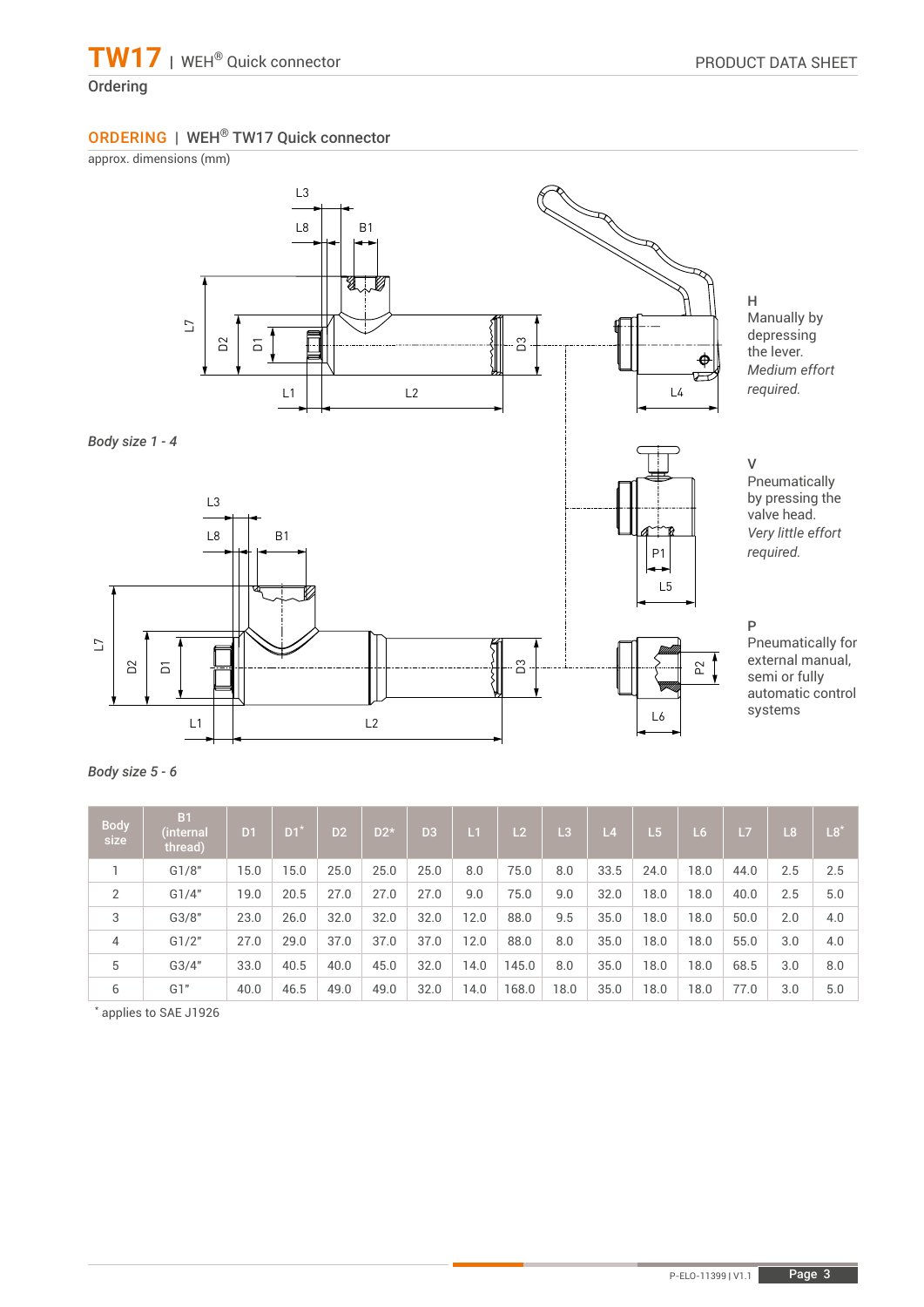## Ordering

### ORDERING | WEH® TW17 Quick connector

approx. dimensions (mm)

*Body size 1 - 4*

*Body size 5 - 6*

**H**
Manually by depressing the lever.
*Medium effort required.*

**V**
Pneumatically by pressing the valve head.
*Very little effort required.*

**P**
Pneumatically for external manual, semi or fully automatic control systems

| Body size | B1 (internal thread) | D1 | D1* | D2 | D2* | D3 | L1 | L2 | L3 | L4 | L5 | L6 | L7 | L8 | L8* |
|---|---|---|---|---|---|---|---|---|---|---|---|---|---|---|---|
| 1 | G1/8" | 15.0 | 15.0 | 25.0 | 25.0 | 25.0 | 8.0 | 75.0 | 8.0 | 33.5 | 24.0 | 18.0 | 44.0 | 2.5 | 2.5 |
| 2 | G1/4" | 19.0 | 20.5 | 27.0 | 27.0 | 27.0 | 9.0 | 75.0 | 9.0 | 32.0 | 18.0 | 18.0 | 40.0 | 2.5 | 5.0 |
| 3 | G3/8" | 23.0 | 26.0 | 32.0 | 32.0 | 32.0 | 12.0 | 88.0 | 9.5 | 35.0 | 18.0 | 18.0 | 50.0 | 2.0 | 4.0 |
| 4 | G1/2" | 27.0 | 29.0 | 37.0 | 37.0 | 37.0 | 12.0 | 88.0 | 8.0 | 35.0 | 18.0 | 18.0 | 55.0 | 3.0 | 4.0 |
| 5 | G3/4" | 33.0 | 40.5 | 40.0 | 45.0 | 32.0 | 14.0 | 145.0 | 8.0 | 35.0 | 18.0 | 18.0 | 68.5 | 3.0 | 8.0 |
| 6 | G1" | 40.0 | 46.5 | 49.0 | 49.0 | 32.0 | 14.0 | 168.0 | 18.0 | 35.0 | 18.0 | 18.0 | 77.0 | 3.0 | 5.0 |

* applies to SAE J1926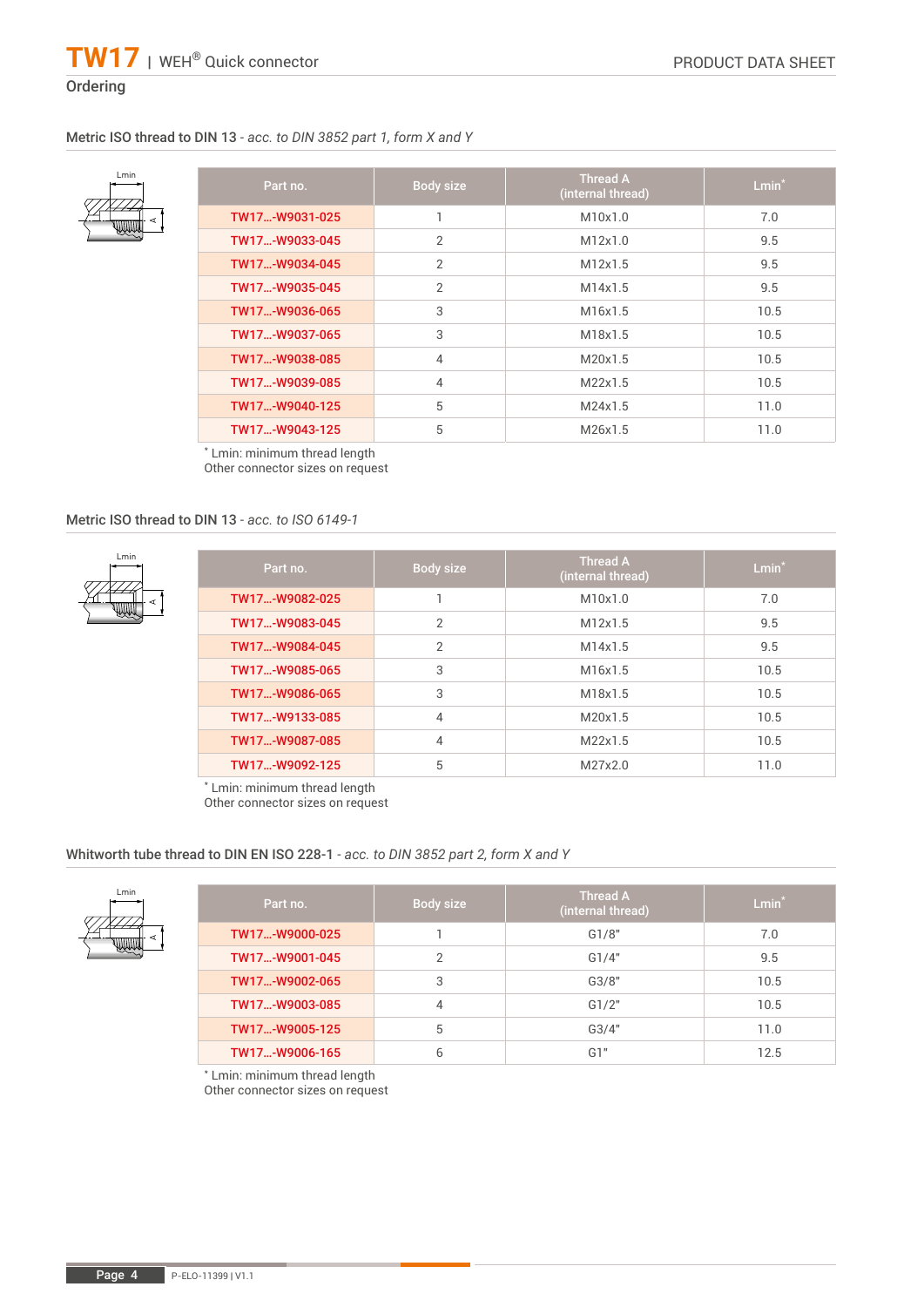## Ordering

### Metric ISO thread to DIN 13 - *acc. to DIN 3852 part 1, form X and Y*

| Part no. | Body size | Thread A (internal thread) | Lmin* |
|---|---|---|---|
| TW17...-W9031-025 | 1 | M10x1.0 | 7.0 |
| TW17...-W9033-045 | 2 | M12x1.0 | 9.5 |
| TW17...-W9034-045 | 2 | M12x1.5 | 9.5 |
| TW17...-W9035-045 | 2 | M14x1.5 | 9.5 |
| TW17...-W9036-065 | 3 | M16x1.5 | 10.5 |
| TW17...-W9037-065 | 3 | M18x1.5 | 10.5 |
| TW17...-W9038-085 | 4 | M20x1.5 | 10.5 |
| TW17...-W9039-085 | 4 | M22x1.5 | 10.5 |
| TW17...-W9040-125 | 5 | M24x1.5 | 11.0 |
| TW17...-W9043-125 | 5 | M26x1.5 | 11.0 |

* Lmin: minimum thread length
Other connector sizes on request

### Metric ISO thread to DIN 13 - *acc. to ISO 6149-1*

| Part no. | Body size | Thread A (internal thread) | Lmin* |
|---|---|---|---|
| TW17...-W9082-025 | 1 | M10x1.0 | 7.0 |
| TW17...-W9083-045 | 2 | M12x1.5 | 9.5 |
| TW17...-W9084-045 | 2 | M14x1.5 | 9.5 |
| TW17...-W9085-065 | 3 | M16x1.5 | 10.5 |
| TW17...-W9086-065 | 3 | M18x1.5 | 10.5 |
| TW17...-W9133-085 | 4 | M20x1.5 | 10.5 |
| TW17...-W9087-085 | 4 | M22x1.5 | 10.5 |
| TW17...-W9092-125 | 5 | M27x2.0 | 11.0 |

* Lmin: minimum thread length
Other connector sizes on request

### Whitworth tube thread to DIN EN ISO 228-1 - *acc. to DIN 3852 part 2, form X and Y*

| Part no. | Body size | Thread A (internal thread) | Lmin* |
|---|---|---|---|
| TW17...-W9000-025 | 1 | G1/8" | 7.0 |
| TW17...-W9001-045 | 2 | G1/4" | 9.5 |
| TW17...-W9002-065 | 3 | G3/8" | 10.5 |
| TW17...-W9003-085 | 4 | G1/2" | 10.5 |
| TW17...-W9005-125 | 5 | G3/4" | 11.0 |
| TW17...-W9006-165 | 6 | G1" | 12.5 |

* Lmin: minimum thread length
Other connector sizes on request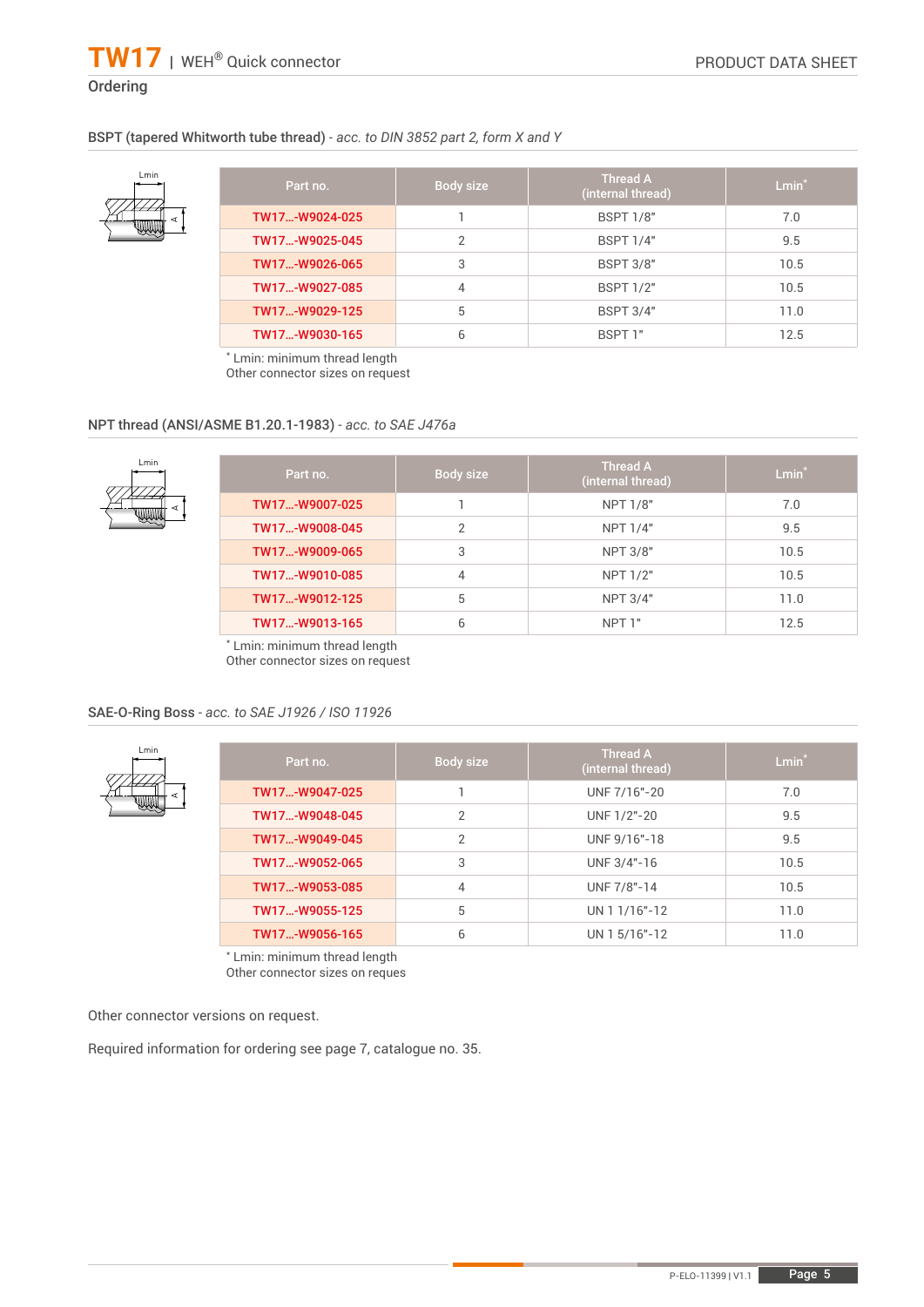## Ordering

### BSPT (tapered Whitworth tube thread) - *acc. to DIN 3852 part 2, form X and Y*

| Part no. | Body size | Thread A (internal thread) | Lmin* |
|---|---|---|---|
| TW17...-W9024-025 | 1 | BSPT 1/8" | 7.0 |
| TW17...-W9025-045 | 2 | BSPT 1/4" | 9.5 |
| TW17...-W9026-065 | 3 | BSPT 3/8" | 10.5 |
| TW17...-W9027-085 | 4 | BSPT 1/2" | 10.5 |
| TW17...-W9029-125 | 5 | BSPT 3/4" | 11.0 |
| TW17...-W9030-165 | 6 | BSPT 1" | 12.5 |

* Lmin: minimum thread length
Other connector sizes on request

### NPT thread (ANSI/ASME B1.20.1-1983) - *acc. to SAE J476a*

| Part no. | Body size | Thread A (internal thread) | Lmin* |
|---|---|---|---|
| TW17...-W9007-025 | 1 | NPT 1/8" | 7.0 |
| TW17...-W9008-045 | 2 | NPT 1/4" | 9.5 |
| TW17...-W9009-065 | 3 | NPT 3/8" | 10.5 |
| TW17...-W9010-085 | 4 | NPT 1/2" | 10.5 |
| TW17...-W9012-125 | 5 | NPT 3/4" | 11.0 |
| TW17...-W9013-165 | 6 | NPT 1" | 12.5 |

* Lmin: minimum thread length
Other connector sizes on request

### SAE-O-Ring Boss - *acc. to SAE J1926 / ISO 11926*

| Part no. | Body size | Thread A (internal thread) | Lmin* |
|---|---|---|---|
| TW17...-W9047-025 | 1 | UNF 7/16"-20 | 7.0 |
| TW17...-W9048-045 | 2 | UNF 1/2"-20 | 9.5 |
| TW17...-W9049-045 | 2 | UNF 9/16"-18 | 9.5 |
| TW17...-W9052-065 | 3 | UNF 3/4"-16 | 10.5 |
| TW17...-W9053-085 | 4 | UNF 7/8"-14 | 10.5 |
| TW17...-W9055-125 | 5 | UN 1 1/16"-12 | 11.0 |
| TW17...-W9056-165 | 6 | UN 1 5/16"-12 | 11.0 |

* Lmin: minimum thread length
Other connector sizes on reques

Other connector versions on request.

Required information for ordering see page 7, catalogue no. 35.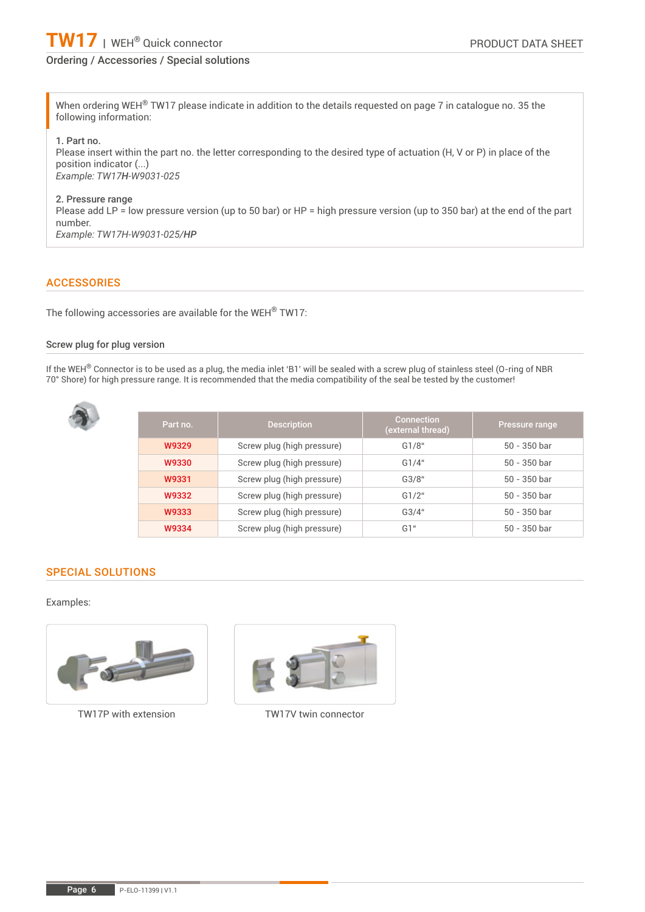## Ordering / Accessories / Special solutions

When ordering WEH® TW17 please indicate in addition to the details requested on page 7 in catalogue no. 35 the following information:

1. Part no.
Please insert within the part no. the letter corresponding to the desired type of actuation (H, V or P) in place of the position indicator (...)
*Example: TW17**H**-W9031-025*

2. Pressure range
Please add LP = low pressure version (up to 50 bar) or HP = high pressure version (up to 350 bar) at the end of the part number.
*Example: TW17H-W9031-025/**HP***

## ACCESSORIES

The following accessories are available for the WEH® TW17:

### Screw plug for plug version

If the WEH® Connector is to be used as a plug, the media inlet 'B1' will be sealed with a screw plug of stainless steel (O-ring of NBR 70° Shore) for high pressure range. It is recommended that the media compatibility of the seal be tested by the customer!

| Part no. | Description | Connection (external thread) | Pressure range |
|---|---|---|---|
| W9329 | Screw plug (high pressure) | G1/8" | 50 - 350 bar |
| W9330 | Screw plug (high pressure) | G1/4" | 50 - 350 bar |
| W9331 | Screw plug (high pressure) | G3/8" | 50 - 350 bar |
| W9332 | Screw plug (high pressure) | G1/2" | 50 - 350 bar |
| W9333 | Screw plug (high pressure) | G3/4" | 50 - 350 bar |
| W9334 | Screw plug (high pressure) | G1" | 50 - 350 bar |

## SPECIAL SOLUTIONS

Examples:

TW17P with extension

TW17V twin connector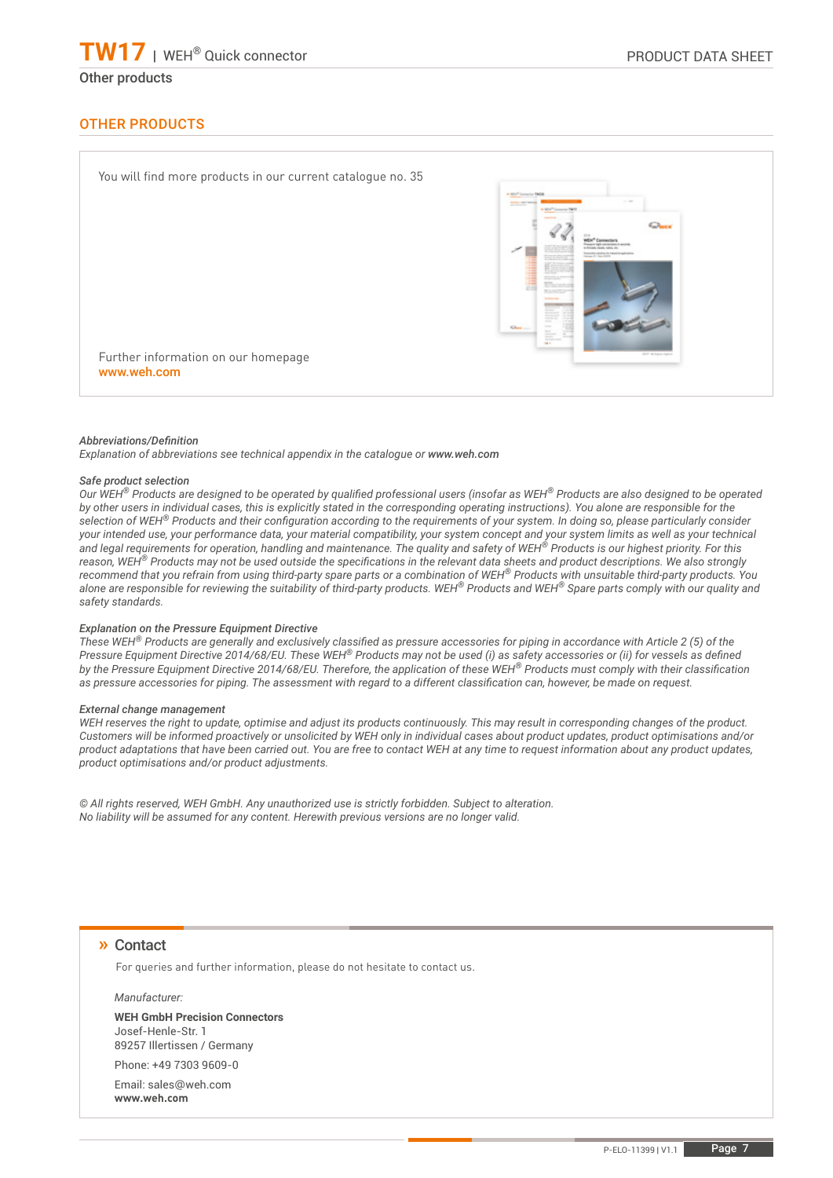## OTHER PRODUCTS

You will find more products in our current catalogue no. 35

Further information on our homepage
www.weh.com

*Abbreviations/Definition*
*Explanation of abbreviations see technical appendix in the catalogue or **www.weh.com***

*Safe product selection*
*Our WEH® Products are designed to be operated by qualified professional users (insofar as WEH® Products are also designed to be operated by other users in individual cases, this is explicitly stated in the corresponding operating instructions). You alone are responsible for the selection of WEH® Products and their configuration according to the requirements of your system. In doing so, please particularly consider your intended use, your performance data, your material compatibility, your system concept and your system limits as well as your technical and legal requirements for operation, handling and maintenance. The quality and safety of WEH® Products is our highest priority. For this reason, WEH® Products may not be used outside the specifications in the relevant data sheets and product descriptions. We also strongly recommend that you refrain from using third-party spare parts or a combination of WEH® Products with unsuitable third-party products. You alone are responsible for reviewing the suitability of third-party products. WEH® Products and WEH® Spare parts comply with our quality and safety standards.*

*Explanation on the Pressure Equipment Directive*
*These WEH® Products are generally and exclusively classified as pressure accessories for piping in accordance with Article 2 (5) of the Pressure Equipment Directive 2014/68/EU. These WEH® Products may not be used (i) as safety accessories or (ii) for vessels as defined by the Pressure Equipment Directive 2014/68/EU. Therefore, the application of these WEH® Products must comply with their classification as pressure accessories for piping. The assessment with regard to a different classification can, however, be made on request.*

*External change management*
*WEH reserves the right to update, optimise and adjust its products continuously. This may result in corresponding changes of the product. Customers will be informed proactively or unsolicited by WEH only in individual cases about product updates, product optimisations and/or product adaptations that have been carried out. You are free to contact WEH at any time to request information about any product updates, product optimisations and/or product adjustments.*

*© All rights reserved, WEH GmbH. Any unauthorized use is strictly forbidden. Subject to alteration.*
*No liability will be assumed for any content. Herewith previous versions are no longer valid.*

## » Contact

For queries and further information, please do not hesitate to contact us.

*Manufacturer:*

**WEH GmbH Precision Connectors**
Josef-Henle-Str. 1
89257 Illertissen / Germany

Phone: +49 7303 9609-0

Email: sales@weh.com
**www.weh.com**